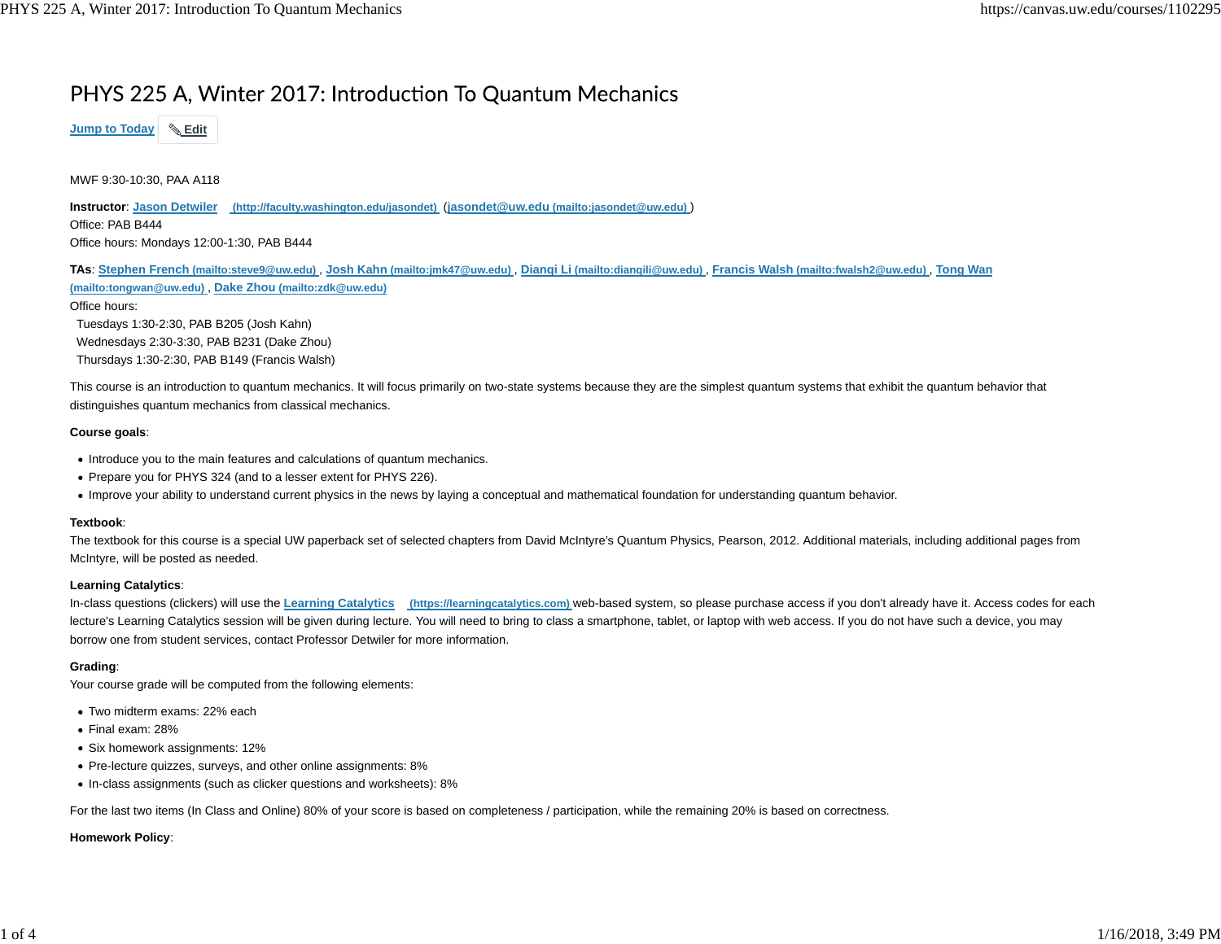# PHYS 225 A, Winter 2017: Introduction To Quantum Mechanics

Jump to Today | Edit

MWF 9:30-10:30, PAA A118

**Instructor**: Jason Detwiler (http://faculty.washington.edu/jasondet) (jasondet@uw.edu (mailto:jasondet@uw.edu))
Office: PAB B444
Office hours: Mondays 12:00-1:30, PAB B444

**TAs**: Stephen French (mailto:steve9@uw.edu), Josh Kahn (mailto:jmk47@uw.edu), Dianqi Li (mailto:dianqili@uw.edu), Francis Walsh (mailto:fwalsh2@uw.edu), Tong Wan (mailto:tongwan@uw.edu), Dake Zhou (mailto:zdk@uw.edu)
Office hours:
Tuesdays 1:30-2:30, PAB B205 (Josh Kahn)
Wednesdays 2:30-3:30, PAB B231 (Dake Zhou)
Thursdays 1:30-2:30, PAB B149 (Francis Walsh)

This course is an introduction to quantum mechanics. It will focus primarily on two-state systems because they are the simplest quantum systems that exhibit the quantum behavior that distinguishes quantum mechanics from classical mechanics.

**Course goals**:

- Introduce you to the main features and calculations of quantum mechanics.
- Prepare you for PHYS 324 (and to a lesser extent for PHYS 226).
- Improve your ability to understand current physics in the news by laying a conceptual and mathematical foundation for understanding quantum behavior.

**Textbook**:
The textbook for this course is a special UW paperback set of selected chapters from David McIntyre's Quantum Physics, Pearson, 2012. Additional materials, including additional pages from McIntyre, will be posted as needed.

**Learning Catalytics**:
In-class questions (clickers) will use the Learning Catalytics (https://learningcatalytics.com) web-based system, so please purchase access if you don't already have it. Access codes for each lecture's Learning Catalytics session will be given during lecture. You will need to bring to class a smartphone, tablet, or laptop with web access. If you do not have such a device, you may borrow one from student services, contact Professor Detwiler for more information.

**Grading**:
Your course grade will be computed from the following elements:

- Two midterm exams: 22% each
- Final exam: 28%
- Six homework assignments: 12%
- Pre-lecture quizzes, surveys, and other online assignments: 8%
- In-class assignments (such as clicker questions and worksheets): 8%

For the last two items (In Class and Online) 80% of your score is based on completeness / participation, while the remaining 20% is based on correctness.

**Homework Policy**: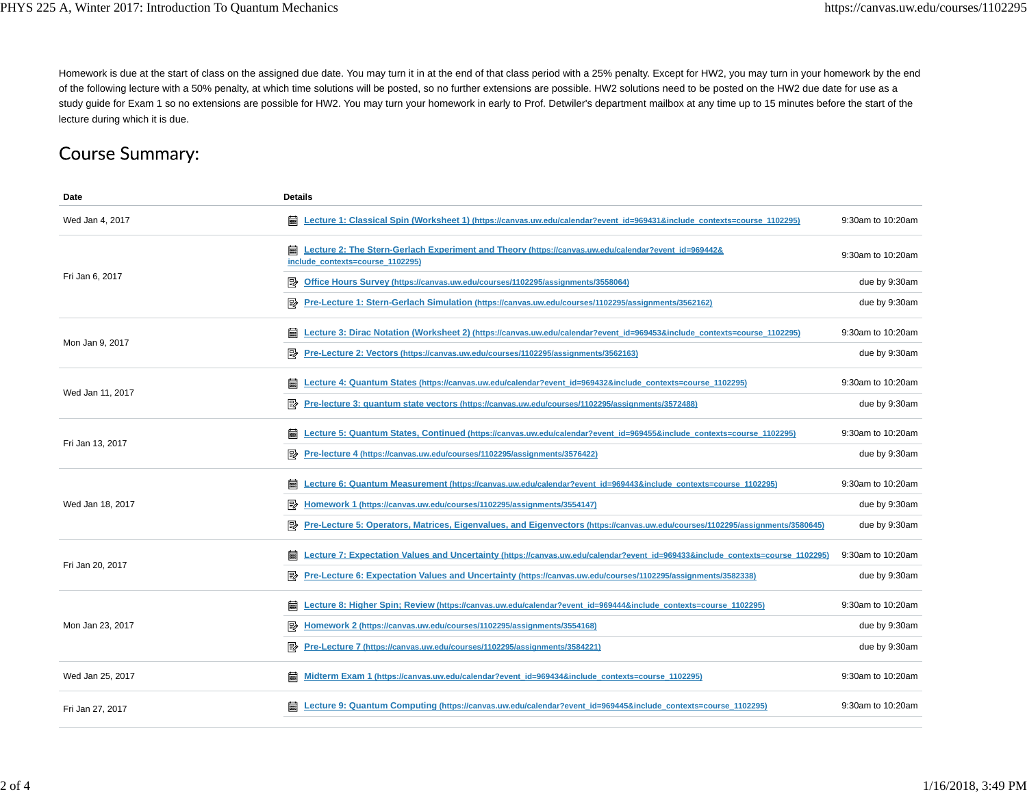Homework is due at the start of class on the assigned due date. You may turn it in at the end of that class period with a 25% penalty. Except for HW2, you may turn in your homework by the end of the following lecture with a 50% penalty, at which time solutions will be posted, so no further extensions are possible. HW2 solutions need to be posted on the HW2 due date for use as a study guide for Exam 1 so no extensions are possible for HW2. You may turn your homework in early to Prof. Detwiler's department mailbox at any time up to 15 minutes before the start of the lecture during which it is due.

## Course Summary:

| Date | Details | |
|---|---|---|
| Wed Jan 4, 2017 | Lecture 1: Classical Spin (Worksheet 1) (https://canvas.uw.edu/calendar?event_id=969431&include_contexts=course_1102295) | 9:30am to 10:20am |
| Fri Jan 6, 2017 | Lecture 2: The Stern-Gerlach Experiment and Theory (https://canvas.uw.edu/calendar?event_id=969442&include_contexts=course_1102295) | 9:30am to 10:20am |
| | Office Hours Survey (https://canvas.uw.edu/courses/1102295/assignments/3558064) | due by 9:30am |
| | Pre-Lecture 1: Stern-Gerlach Simulation (https://canvas.uw.edu/courses/1102295/assignments/3562162) | due by 9:30am |
| Mon Jan 9, 2017 | Lecture 3: Dirac Notation (Worksheet 2) (https://canvas.uw.edu/calendar?event_id=969453&include_contexts=course_1102295) | 9:30am to 10:20am |
| | Pre-Lecture 2: Vectors (https://canvas.uw.edu/courses/1102295/assignments/3562163) | due by 9:30am |
| Wed Jan 11, 2017 | Lecture 4: Quantum States (https://canvas.uw.edu/calendar?event_id=969432&include_contexts=course_1102295) | 9:30am to 10:20am |
| | Pre-lecture 3: quantum state vectors (https://canvas.uw.edu/courses/1102295/assignments/3572488) | due by 9:30am |
| Fri Jan 13, 2017 | Lecture 5: Quantum States, Continued (https://canvas.uw.edu/calendar?event_id=969455&include_contexts=course_1102295) | 9:30am to 10:20am |
| | Pre-lecture 4 (https://canvas.uw.edu/courses/1102295/assignments/3576422) | due by 9:30am |
| Wed Jan 18, 2017 | Lecture 6: Quantum Measurement (https://canvas.uw.edu/calendar?event_id=969443&include_contexts=course_1102295) | 9:30am to 10:20am |
| | Homework 1 (https://canvas.uw.edu/courses/1102295/assignments/3554147) | due by 9:30am |
| | Pre-Lecture 5: Operators, Matrices, Eigenvalues, and Eigenvectors (https://canvas.uw.edu/courses/1102295/assignments/3580645) | due by 9:30am |
| Fri Jan 20, 2017 | Lecture 7: Expectation Values and Uncertainty (https://canvas.uw.edu/calendar?event_id=969433&include_contexts=course_1102295) | 9:30am to 10:20am |
| | Pre-Lecture 6: Expectation Values and Uncertainty (https://canvas.uw.edu/courses/1102295/assignments/3582338) | due by 9:30am |
| Mon Jan 23, 2017 | Lecture 8: Higher Spin; Review (https://canvas.uw.edu/calendar?event_id=969444&include_contexts=course_1102295) | 9:30am to 10:20am |
| | Homework 2 (https://canvas.uw.edu/courses/1102295/assignments/3554168) | due by 9:30am |
| | Pre-Lecture 7 (https://canvas.uw.edu/courses/1102295/assignments/3584221) | due by 9:30am |
| Wed Jan 25, 2017 | Midterm Exam 1 (https://canvas.uw.edu/calendar?event_id=969434&include_contexts=course_1102295) | 9:30am to 10:20am |
| Fri Jan 27, 2017 | Lecture 9: Quantum Computing (https://canvas.uw.edu/calendar?event_id=969445&include_contexts=course_1102295) | 9:30am to 10:20am |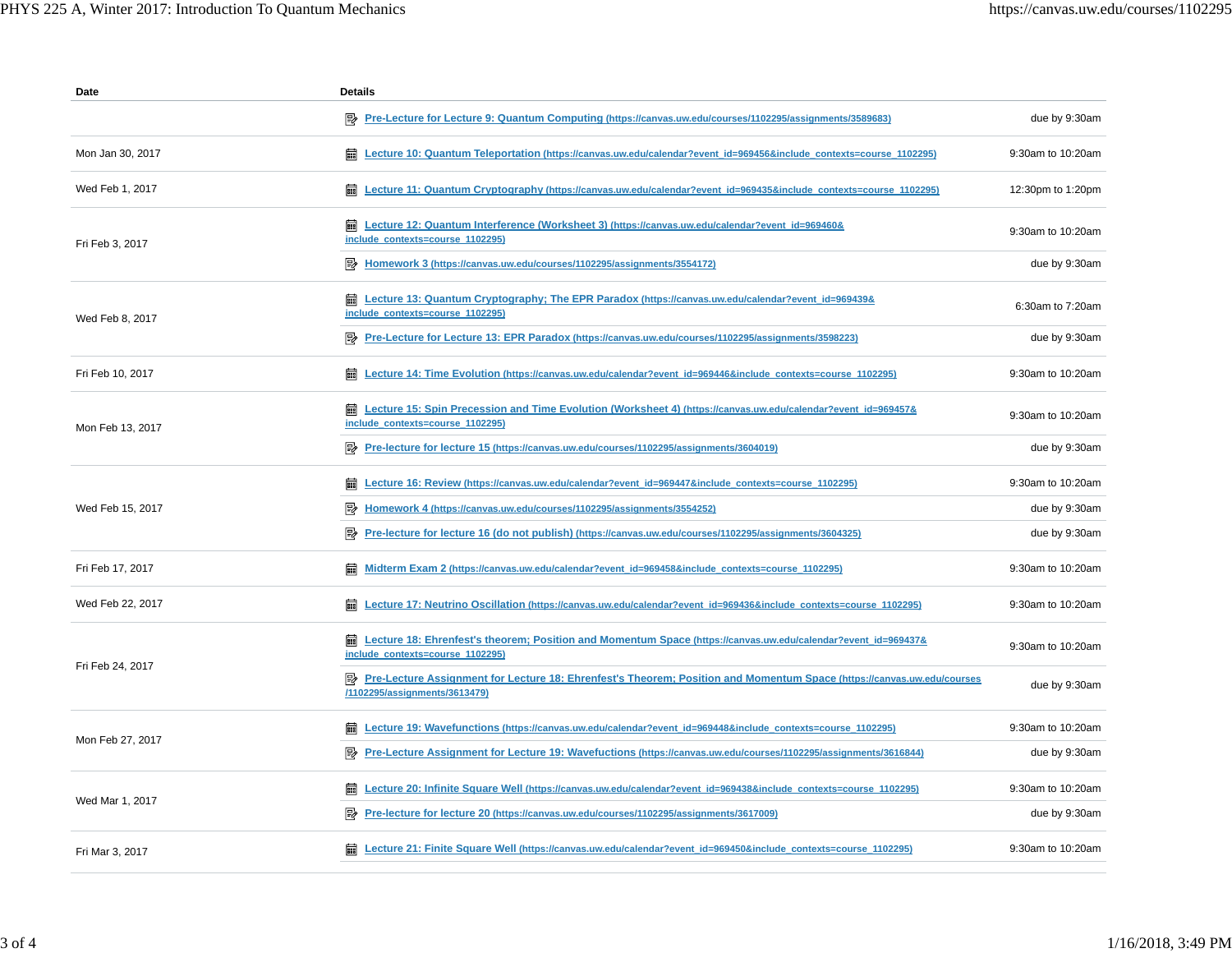| Date | Details | |
|---|---|---|
| | Pre-Lecture for Lecture 9: Quantum Computing (https://canvas.uw.edu/courses/1102295/assignments/3589683) | due by 9:30am |
| Mon Jan 30, 2017 | Lecture 10: Quantum Teleportation (https://canvas.uw.edu/calendar?event_id=969456&include_contexts=course_1102295) | 9:30am to 10:20am |
| Wed Feb 1, 2017 | Lecture 11: Quantum Cryptography (https://canvas.uw.edu/calendar?event_id=969435&include_contexts=course_1102295) | 12:30pm to 1:20pm |
| Fri Feb 3, 2017 | Lecture 12: Quantum Interference (Worksheet 3) (https://canvas.uw.edu/calendar?event_id=969460&include_contexts=course_1102295) | 9:30am to 10:20am |
| | Homework 3 (https://canvas.uw.edu/courses/1102295/assignments/3554172) | due by 9:30am |
| Wed Feb 8, 2017 | Lecture 13: Quantum Cryptography; The EPR Paradox (https://canvas.uw.edu/calendar?event_id=969439&include_contexts=course_1102295) | 6:30am to 7:20am |
| | Pre-Lecture for Lecture 13: EPR Paradox (https://canvas.uw.edu/courses/1102295/assignments/3598223) | due by 9:30am |
| Fri Feb 10, 2017 | Lecture 14: Time Evolution (https://canvas.uw.edu/calendar?event_id=969446&include_contexts=course_1102295) | 9:30am to 10:20am |
| Mon Feb 13, 2017 | Lecture 15: Spin Precession and Time Evolution (Worksheet 4) (https://canvas.uw.edu/calendar?event_id=969457&include_contexts=course_1102295) | 9:30am to 10:20am |
| | Pre-lecture for lecture 15 (https://canvas.uw.edu/courses/1102295/assignments/3604019) | due by 9:30am |
| Wed Feb 15, 2017 | Lecture 16: Review (https://canvas.uw.edu/calendar?event_id=969447&include_contexts=course_1102295) | 9:30am to 10:20am |
| | Homework 4 (https://canvas.uw.edu/courses/1102295/assignments/3554252) | due by 9:30am |
| | Pre-lecture for lecture 16 (do not publish) (https://canvas.uw.edu/courses/1102295/assignments/3604325) | due by 9:30am |
| Fri Feb 17, 2017 | Midterm Exam 2 (https://canvas.uw.edu/calendar?event_id=969458&include_contexts=course_1102295) | 9:30am to 10:20am |
| Wed Feb 22, 2017 | Lecture 17: Neutrino Oscillation (https://canvas.uw.edu/calendar?event_id=969436&include_contexts=course_1102295) | 9:30am to 10:20am |
| Fri Feb 24, 2017 | Lecture 18: Ehrenfest's theorem; Position and Momentum Space (https://canvas.uw.edu/calendar?event_id=969437&include_contexts=course_1102295) | 9:30am to 10:20am |
| | Pre-Lecture Assignment for Lecture 18: Ehrenfest's Theorem; Position and Momentum Space (https://canvas.uw.edu/courses/1102295/assignments/3613479) | due by 9:30am |
| Mon Feb 27, 2017 | Lecture 19: Wavefunctions (https://canvas.uw.edu/calendar?event_id=969448&include_contexts=course_1102295) | 9:30am to 10:20am |
| | Pre-Lecture Assignment for Lecture 19: Wavefunctions (https://canvas.uw.edu/courses/1102295/assignments/3616844) | due by 9:30am |
| Wed Mar 1, 2017 | Lecture 20: Infinite Square Well (https://canvas.uw.edu/calendar?event_id=969438&include_contexts=course_1102295) | 9:30am to 10:20am |
| | Pre-lecture for lecture 20 (https://canvas.uw.edu/courses/1102295/assignments/3617009) | due by 9:30am |
| Fri Mar 3, 2017 | Lecture 21: Finite Square Well (https://canvas.uw.edu/calendar?event_id=969450&include_contexts=course_1102295) | 9:30am to 10:20am |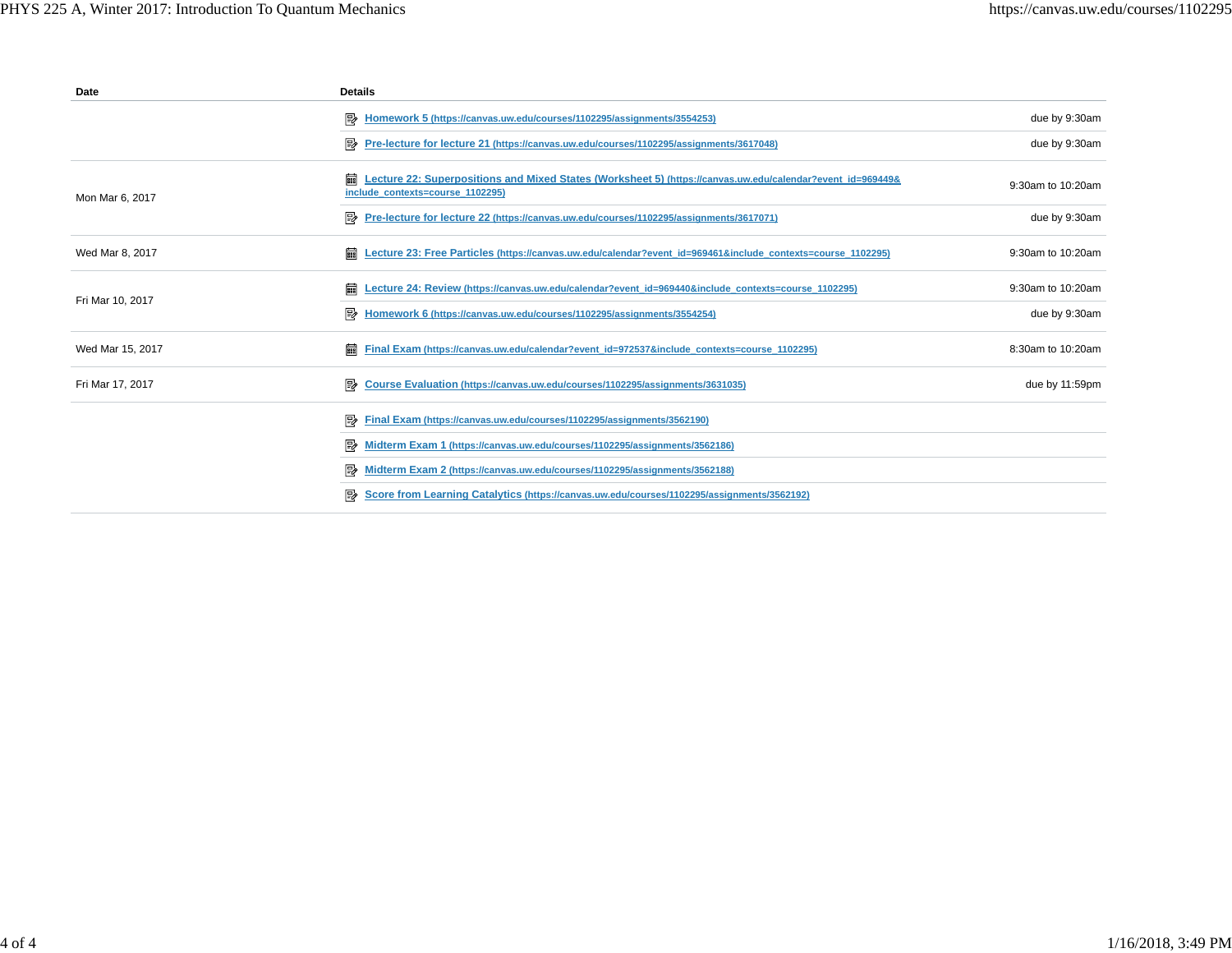| Date | Details | |
|---|---|---|
| | Homework 5 (https://canvas.uw.edu/courses/1102295/assignments/3554253) | due by 9:30am |
| | Pre-lecture for lecture 21 (https://canvas.uw.edu/courses/1102295/assignments/3617048) | due by 9:30am |
| Mon Mar 6, 2017 | Lecture 22: Superpositions and Mixed States (Worksheet 5) (https://canvas.uw.edu/calendar?event_id=969449&include_contexts=course_1102295) | 9:30am to 10:20am |
| | Pre-lecture for lecture 22 (https://canvas.uw.edu/courses/1102295/assignments/3617071) | due by 9:30am |
| Wed Mar 8, 2017 | Lecture 23: Free Particles (https://canvas.uw.edu/calendar?event_id=969461&include_contexts=course_1102295) | 9:30am to 10:20am |
| Fri Mar 10, 2017 | Lecture 24: Review (https://canvas.uw.edu/calendar?event_id=969440&include_contexts=course_1102295) | 9:30am to 10:20am |
| | Homework 6 (https://canvas.uw.edu/courses/1102295/assignments/3554254) | due by 9:30am |
| Wed Mar 15, 2017 | Final Exam (https://canvas.uw.edu/calendar?event_id=972537&include_contexts=course_1102295) | 8:30am to 10:20am |
| Fri Mar 17, 2017 | Course Evaluation (https://canvas.uw.edu/courses/1102295/assignments/3631035) | due by 11:59pm |
| | Final Exam (https://canvas.uw.edu/courses/1102295/assignments/3562190) | |
| | Midterm Exam 1 (https://canvas.uw.edu/courses/1102295/assignments/3562186) | |
| | Midterm Exam 2 (https://canvas.uw.edu/courses/1102295/assignments/3562188) | |
| | Score from Learning Catalytics (https://canvas.uw.edu/courses/1102295/assignments/3562192) | |